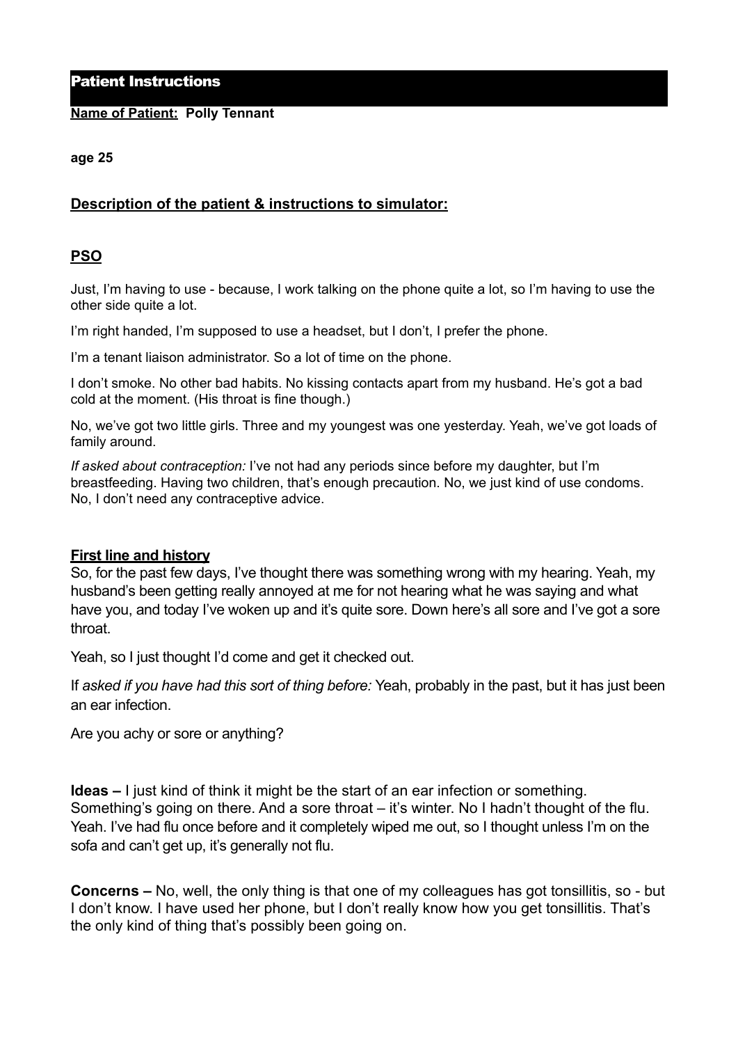# Patient Instructions

**Name of Patient: Polly Tennant**

**age 25**

## **Description of the patient & instructions to simulator:**

## **PSO**

Just, I'm having to use - because, I work talking on the phone quite a lot, so I'm having to use the other side quite a lot.

I'm right handed, I'm supposed to use a headset, but I don't, I prefer the phone.

I'm a tenant liaison administrator. So a lot of time on the phone.

I don't smoke. No other bad habits. No kissing contacts apart from my husband. He's got a bad cold at the moment. (His throat is fine though.)

No, we've got two little girls. Three and my youngest was one yesterday. Yeah, we've got loads of family around.

*If asked about contraception:* I've not had any periods since before my daughter, but I'm breastfeeding. Having two children, that's enough precaution. No, we just kind of use condoms. No, I don't need any contraceptive advice.

## **First line and history**

So, for the past few days, I've thought there was something wrong with my hearing. Yeah, my husband's been getting really annoyed at me for not hearing what he was saying and what have you, and today I've woken up and it's quite sore. Down here's all sore and I've got a sore throat.

Yeah, so I just thought I'd come and get it checked out.

If *asked if you have had this sort of thing before:* Yeah, probably in the past, but it has just been an ear infection.

Are you achy or sore or anything?

**Ideas –** I just kind of think it might be the start of an ear infection or something. Something's going on there. And a sore throat – it's winter. No I hadn't thought of the flu. Yeah. I've had flu once before and it completely wiped me out, so I thought unless I'm on the sofa and can't get up, it's generally not flu.

**Concerns –** No, well, the only thing is that one of my colleagues has got tonsillitis, so - but I don't know. I have used her phone, but I don't really know how you get tonsillitis. That's the only kind of thing that's possibly been going on.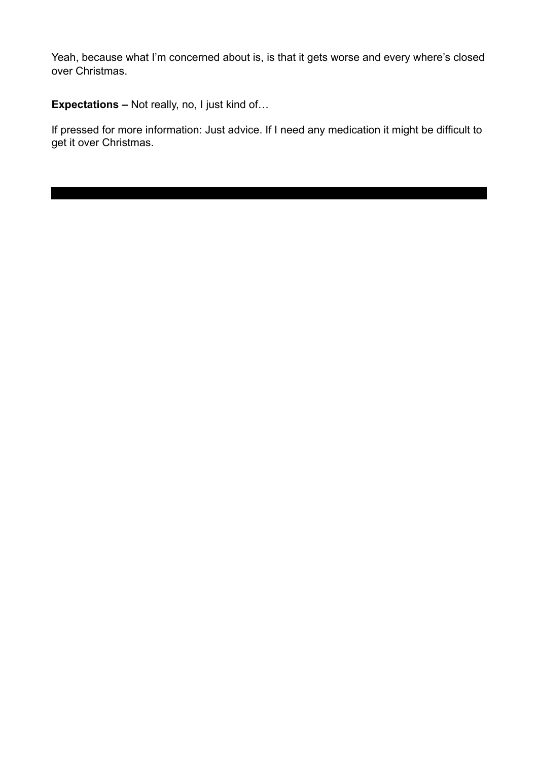Yeah, because what I'm concerned about is, is that it gets worse and every where's closed over Christmas.

**Expectations –** Not really, no, I just kind of…

If pressed for more information: Just advice. If I need any medication it might be difficult to get it over Christmas.